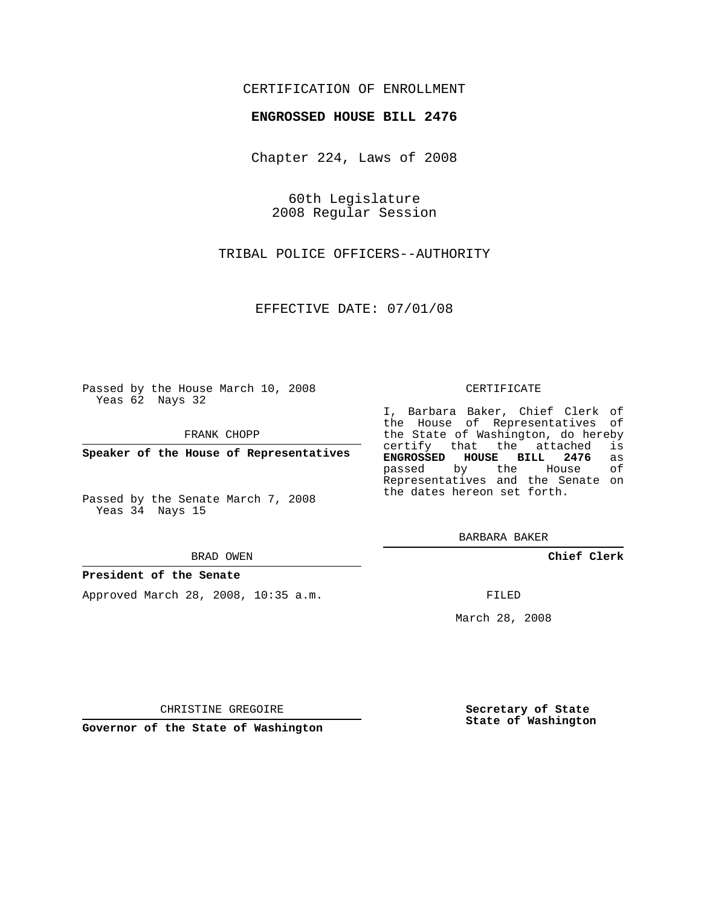CERTIFICATION OF ENROLLMENT

**ENGROSSED HOUSE BILL 2476**

Chapter 224, Laws of 2008

60th Legislature
2008 Regular Session

TRIBAL POLICE OFFICERS--AUTHORITY

EFFECTIVE DATE: 07/01/08

Passed by the House March 10, 2008
Yeas 62 Nays 32

FRANK CHOPP

**Speaker of the House of Representatives**

Passed by the Senate March 7, 2008
Yeas 34 Nays 15

BRAD OWEN

**President of the Senate**

Approved March 28, 2008, 10:35 a.m.

CHRISTINE GREGOIRE

**Governor of the State of Washington**

CERTIFICATE

I, Barbara Baker, Chief Clerk of the House of Representatives of the State of Washington, do hereby certify that the attached is **ENGROSSED HOUSE BILL 2476** as passed by the House of Representatives and the Senate on the dates hereon set forth.

BARBARA BAKER

**Chief Clerk**

FILED

March 28, 2008

**Secretary of State**
**State of Washington**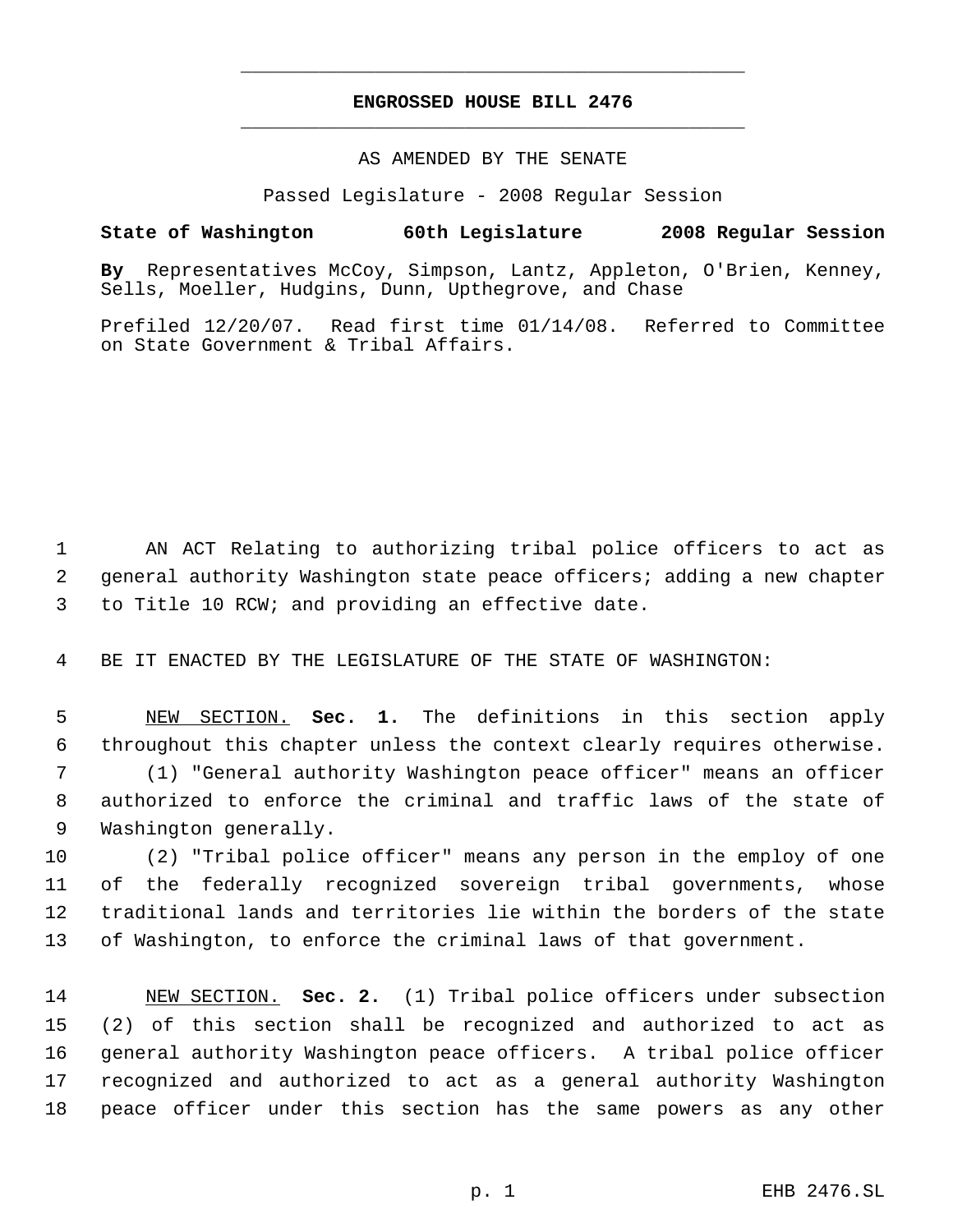# ENGROSSED HOUSE BILL 2476

AS AMENDED BY THE SENATE

Passed Legislature - 2008 Regular Session

**State of Washington 60th Legislature 2008 Regular Session**

**By** Representatives McCoy, Simpson, Lantz, Appleton, O'Brien, Kenney, Sells, Moeller, Hudgins, Dunn, Upthegrove, and Chase

Prefiled 12/20/07. Read first time 01/14/08. Referred to Committee on State Government & Tribal Affairs.

AN ACT Relating to authorizing tribal police officers to act as general authority Washington state peace officers; adding a new chapter to Title 10 RCW; and providing an effective date.

BE IT ENACTED BY THE LEGISLATURE OF THE STATE OF WASHINGTON:

NEW SECTION. **Sec. 1.** The definitions in this section apply throughout this chapter unless the context clearly requires otherwise.

(1) "General authority Washington peace officer" means an officer authorized to enforce the criminal and traffic laws of the state of Washington generally.

(2) "Tribal police officer" means any person in the employ of one of the federally recognized sovereign tribal governments, whose traditional lands and territories lie within the borders of the state of Washington, to enforce the criminal laws of that government.

NEW SECTION. **Sec. 2.** (1) Tribal police officers under subsection (2) of this section shall be recognized and authorized to act as general authority Washington peace officers. A tribal police officer recognized and authorized to act as a general authority Washington peace officer under this section has the same powers as any other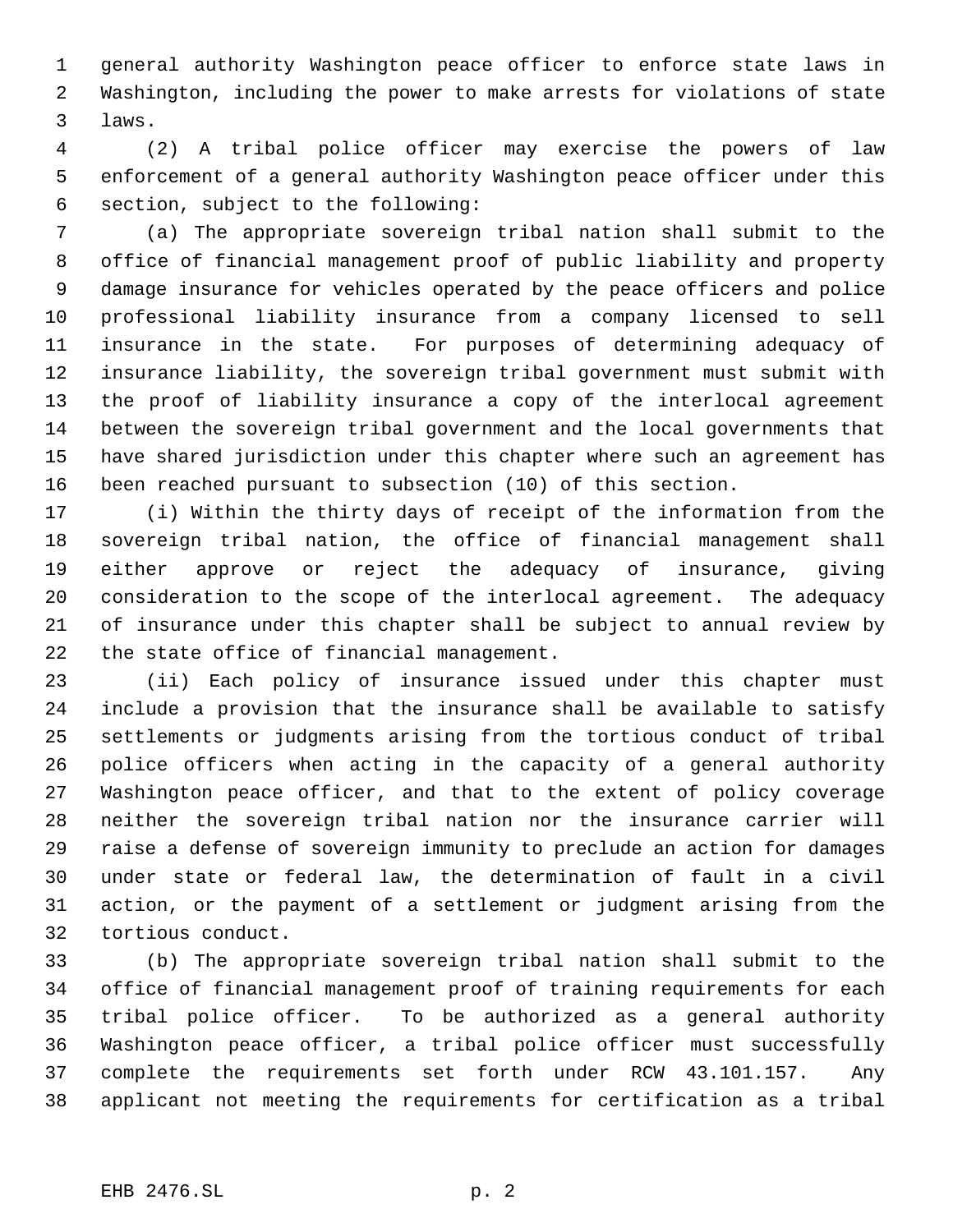general authority Washington peace officer to enforce state laws in Washington, including the power to make arrests for violations of state laws.

(2) A tribal police officer may exercise the powers of law enforcement of a general authority Washington peace officer under this section, subject to the following:

(a) The appropriate sovereign tribal nation shall submit to the office of financial management proof of public liability and property damage insurance for vehicles operated by the peace officers and police professional liability insurance from a company licensed to sell insurance in the state. For purposes of determining adequacy of insurance liability, the sovereign tribal government must submit with the proof of liability insurance a copy of the interlocal agreement between the sovereign tribal government and the local governments that have shared jurisdiction under this chapter where such an agreement has been reached pursuant to subsection (10) of this section.

(i) Within the thirty days of receipt of the information from the sovereign tribal nation, the office of financial management shall either approve or reject the adequacy of insurance, giving consideration to the scope of the interlocal agreement. The adequacy of insurance under this chapter shall be subject to annual review by the state office of financial management.

(ii) Each policy of insurance issued under this chapter must include a provision that the insurance shall be available to satisfy settlements or judgments arising from the tortious conduct of tribal police officers when acting in the capacity of a general authority Washington peace officer, and that to the extent of policy coverage neither the sovereign tribal nation nor the insurance carrier will raise a defense of sovereign immunity to preclude an action for damages under state or federal law, the determination of fault in a civil action, or the payment of a settlement or judgment arising from the tortious conduct.

(b) The appropriate sovereign tribal nation shall submit to the office of financial management proof of training requirements for each tribal police officer. To be authorized as a general authority Washington peace officer, a tribal police officer must successfully complete the requirements set forth under RCW 43.101.157. Any applicant not meeting the requirements for certification as a tribal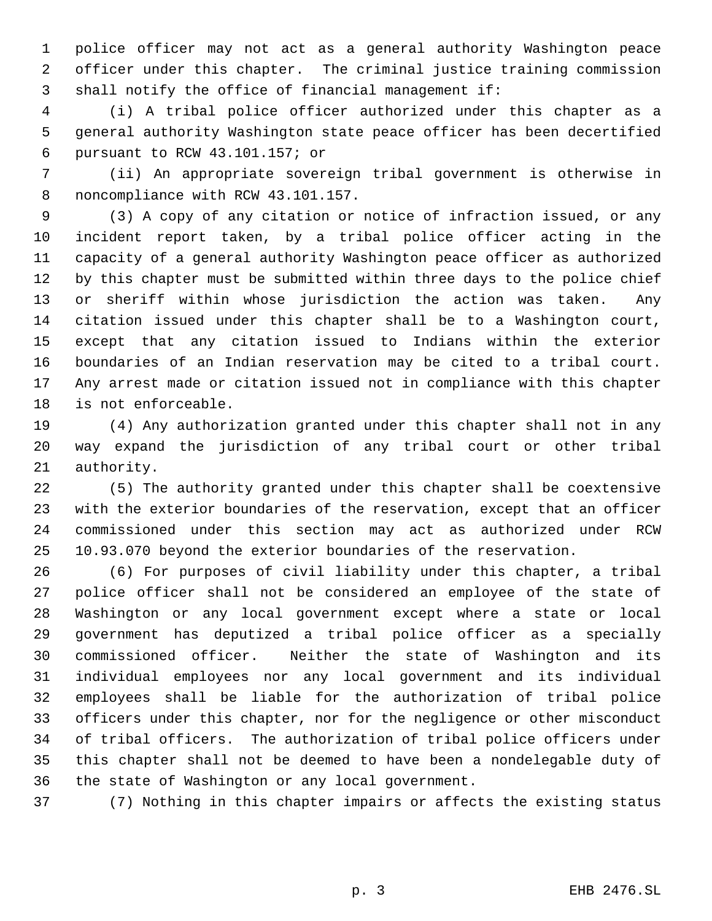police officer may not act as a general authority Washington peace officer under this chapter. The criminal justice training commission shall notify the office of financial management if:

(i) A tribal police officer authorized under this chapter as a general authority Washington state peace officer has been decertified pursuant to RCW 43.101.157; or

(ii) An appropriate sovereign tribal government is otherwise in noncompliance with RCW 43.101.157.

(3) A copy of any citation or notice of infraction issued, or any incident report taken, by a tribal police officer acting in the capacity of a general authority Washington peace officer as authorized by this chapter must be submitted within three days to the police chief or sheriff within whose jurisdiction the action was taken. Any citation issued under this chapter shall be to a Washington court, except that any citation issued to Indians within the exterior boundaries of an Indian reservation may be cited to a tribal court. Any arrest made or citation issued not in compliance with this chapter is not enforceable.

(4) Any authorization granted under this chapter shall not in any way expand the jurisdiction of any tribal court or other tribal authority.

(5) The authority granted under this chapter shall be coextensive with the exterior boundaries of the reservation, except that an officer commissioned under this section may act as authorized under RCW 10.93.070 beyond the exterior boundaries of the reservation.

(6) For purposes of civil liability under this chapter, a tribal police officer shall not be considered an employee of the state of Washington or any local government except where a state or local government has deputized a tribal police officer as a specially commissioned officer. Neither the state of Washington and its individual employees nor any local government and its individual employees shall be liable for the authorization of tribal police officers under this chapter, nor for the negligence or other misconduct of tribal officers. The authorization of tribal police officers under this chapter shall not be deemed to have been a nondelegable duty of the state of Washington or any local government.

(7) Nothing in this chapter impairs or affects the existing status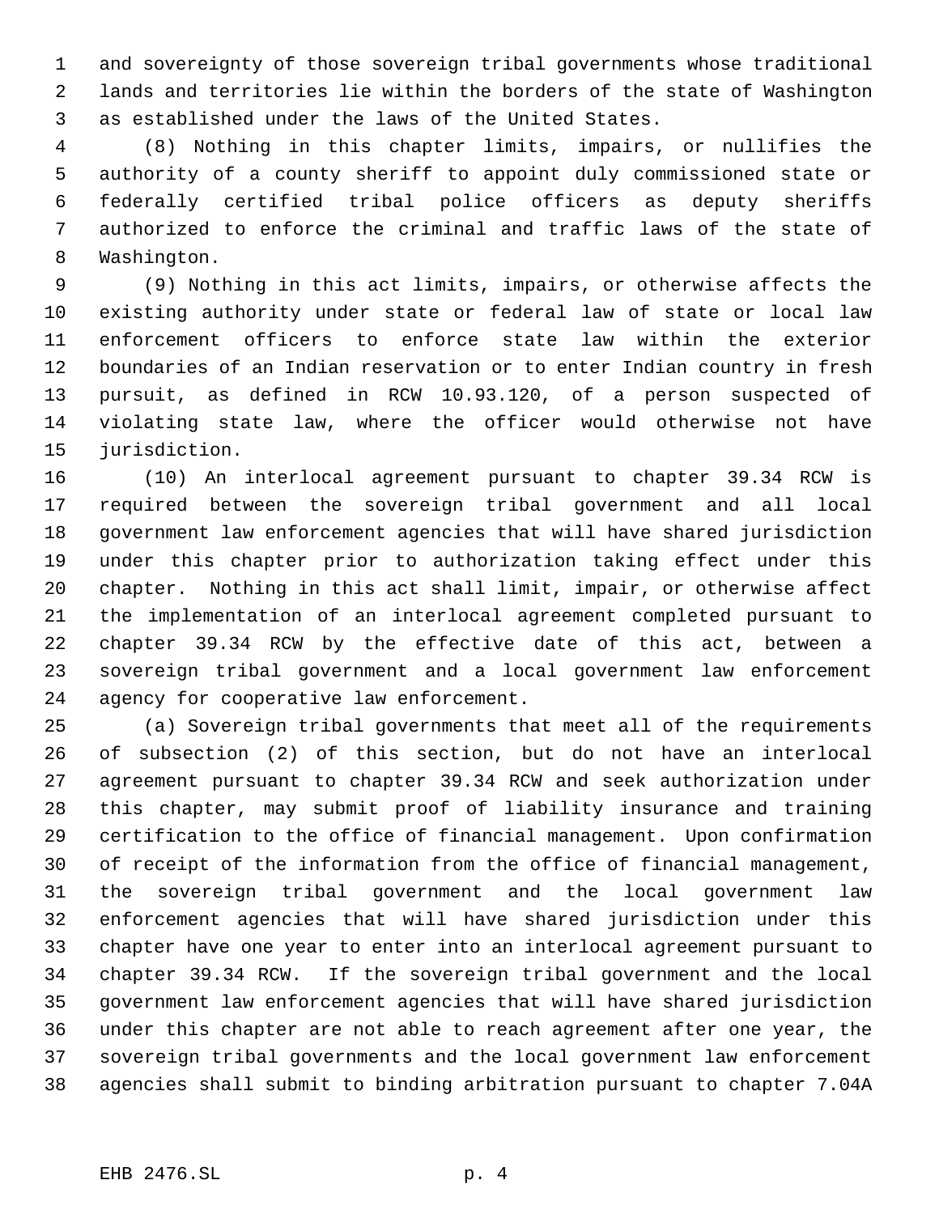and sovereignty of those sovereign tribal governments whose traditional lands and territories lie within the borders of the state of Washington as established under the laws of the United States.

(8) Nothing in this chapter limits, impairs, or nullifies the authority of a county sheriff to appoint duly commissioned state or federally certified tribal police officers as deputy sheriffs authorized to enforce the criminal and traffic laws of the state of Washington.

(9) Nothing in this act limits, impairs, or otherwise affects the existing authority under state or federal law of state or local law enforcement officers to enforce state law within the exterior boundaries of an Indian reservation or to enter Indian country in fresh pursuit, as defined in RCW 10.93.120, of a person suspected of violating state law, where the officer would otherwise not have jurisdiction.

(10) An interlocal agreement pursuant to chapter 39.34 RCW is required between the sovereign tribal government and all local government law enforcement agencies that will have shared jurisdiction under this chapter prior to authorization taking effect under this chapter. Nothing in this act shall limit, impair, or otherwise affect the implementation of an interlocal agreement completed pursuant to chapter 39.34 RCW by the effective date of this act, between a sovereign tribal government and a local government law enforcement agency for cooperative law enforcement.

(a) Sovereign tribal governments that meet all of the requirements of subsection (2) of this section, but do not have an interlocal agreement pursuant to chapter 39.34 RCW and seek authorization under this chapter, may submit proof of liability insurance and training certification to the office of financial management. Upon confirmation of receipt of the information from the office of financial management, the sovereign tribal government and the local government law enforcement agencies that will have shared jurisdiction under this chapter have one year to enter into an interlocal agreement pursuant to chapter 39.34 RCW. If the sovereign tribal government and the local government law enforcement agencies that will have shared jurisdiction under this chapter are not able to reach agreement after one year, the sovereign tribal governments and the local government law enforcement agencies shall submit to binding arbitration pursuant to chapter 7.04A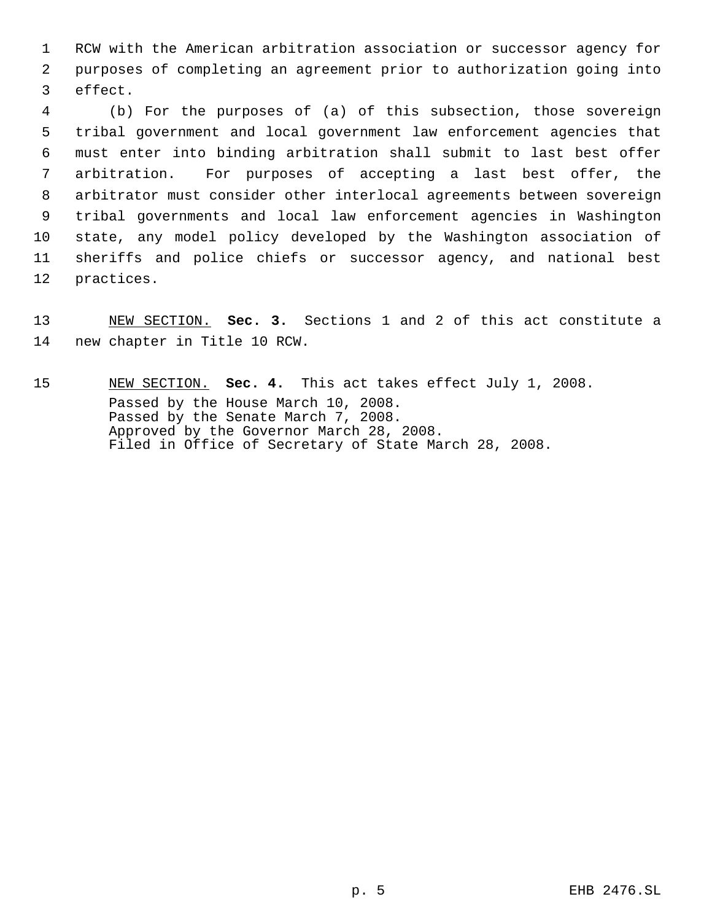RCW with the American arbitration association or successor agency for purposes of completing an agreement prior to authorization going into effect.

(b) For the purposes of (a) of this subsection, those sovereign tribal government and local government law enforcement agencies that must enter into binding arbitration shall submit to last best offer arbitration. For purposes of accepting a last best offer, the arbitrator must consider other interlocal agreements between sovereign tribal governments and local law enforcement agencies in Washington state, any model policy developed by the Washington association of sheriffs and police chiefs or successor agency, and national best practices.

NEW SECTION. **Sec. 3.** Sections 1 and 2 of this act constitute a new chapter in Title 10 RCW.

NEW SECTION. **Sec. 4.** This act takes effect July 1, 2008.

Passed by the House March 10, 2008.
Passed by the Senate March 7, 2008.
Approved by the Governor March 28, 2008.
Filed in Office of Secretary of State March 28, 2008.